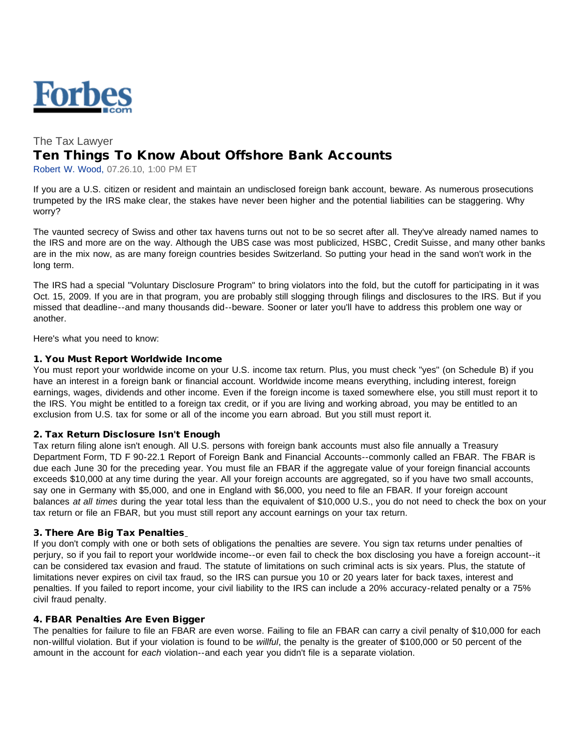Forbes.com

The Tax Lawyer

# Ten Things To Know About Offshore Bank Accounts

Robert W. Wood, 07.26.10, 1:00 PM ET

If you are a U.S. citizen or resident and maintain an undisclosed foreign bank account, beware. As numerous prosecutions trumpeted by the IRS make clear, the stakes have never been higher and the potential liabilities can be staggering. Why worry?

The vaunted secrecy of Swiss and other tax havens turns out not to be so secret after all. They've already named names to the IRS and more are on the way. Although the UBS case was most publicized, HSBC, Credit Suisse, and many other banks are in the mix now, as are many foreign countries besides Switzerland. So putting your head in the sand won't work in the long term.

The IRS had a special "Voluntary Disclosure Program" to bring violators into the fold, but the cutoff for participating in it was Oct. 15, 2009. If you are in that program, you are probably still slogging through filings and disclosures to the IRS. But if you missed that deadline--and many thousands did--beware. Sooner or later you'll have to address this problem one way or another.

Here's what you need to know:

**1. You Must Report Worldwide Income**

You must report your worldwide income on your U.S. income tax return. Plus, you must check "yes" (on Schedule B) if you have an interest in a foreign bank or financial account. Worldwide income means everything, including interest, foreign earnings, wages, dividends and other income. Even if the foreign income is taxed somewhere else, you still must report it to the IRS. You might be entitled to a foreign tax credit, or if you are living and working abroad, you may be entitled to an exclusion from U.S. tax for some or all of the income you earn abroad. But you still must report it.

**2. Tax Return Disclosure Isn't Enough**

Tax return filing alone isn't enough. All U.S. persons with foreign bank accounts must also file annually a Treasury Department Form, TD F 90-22.1 Report of Foreign Bank and Financial Accounts--commonly called an FBAR. The FBAR is due each June 30 for the preceding year. You must file an FBAR if the aggregate value of your foreign financial accounts exceeds $10,000 at any time during the year. All your foreign accounts are aggregated, so if you have two small accounts, say one in Germany with $5,000, and one in England with $6,000, you need to file an FBAR. If your foreign account balances *at all times* during the year total less than the equivalent of $10,000 U.S., you do not need to check the box on your tax return or file an FBAR, but you must still report any account earnings on your tax return.

**3. There Are Big Tax Penalties**

If you don't comply with one or both sets of obligations the penalties are severe. You sign tax returns under penalties of perjury, so if you fail to report your worldwide income--or even fail to check the box disclosing you have a foreign account--it can be considered tax evasion and fraud. The statute of limitations on such criminal acts is six years. Plus, the statute of limitations never expires on civil tax fraud, so the IRS can pursue you 10 or 20 years later for back taxes, interest and penalties. If you failed to report income, your civil liability to the IRS can include a 20% accuracy-related penalty or a 75% civil fraud penalty.

**4. FBAR Penalties Are Even Bigger**

The penalties for failure to file an FBAR are even worse. Failing to file an FBAR can carry a civil penalty of $10,000 for each non-willful violation. But if your violation is found to be *willful*, the penalty is the greater of $100,000 or 50 percent of the amount in the account for *each* violation--and each year you didn't file is a separate violation.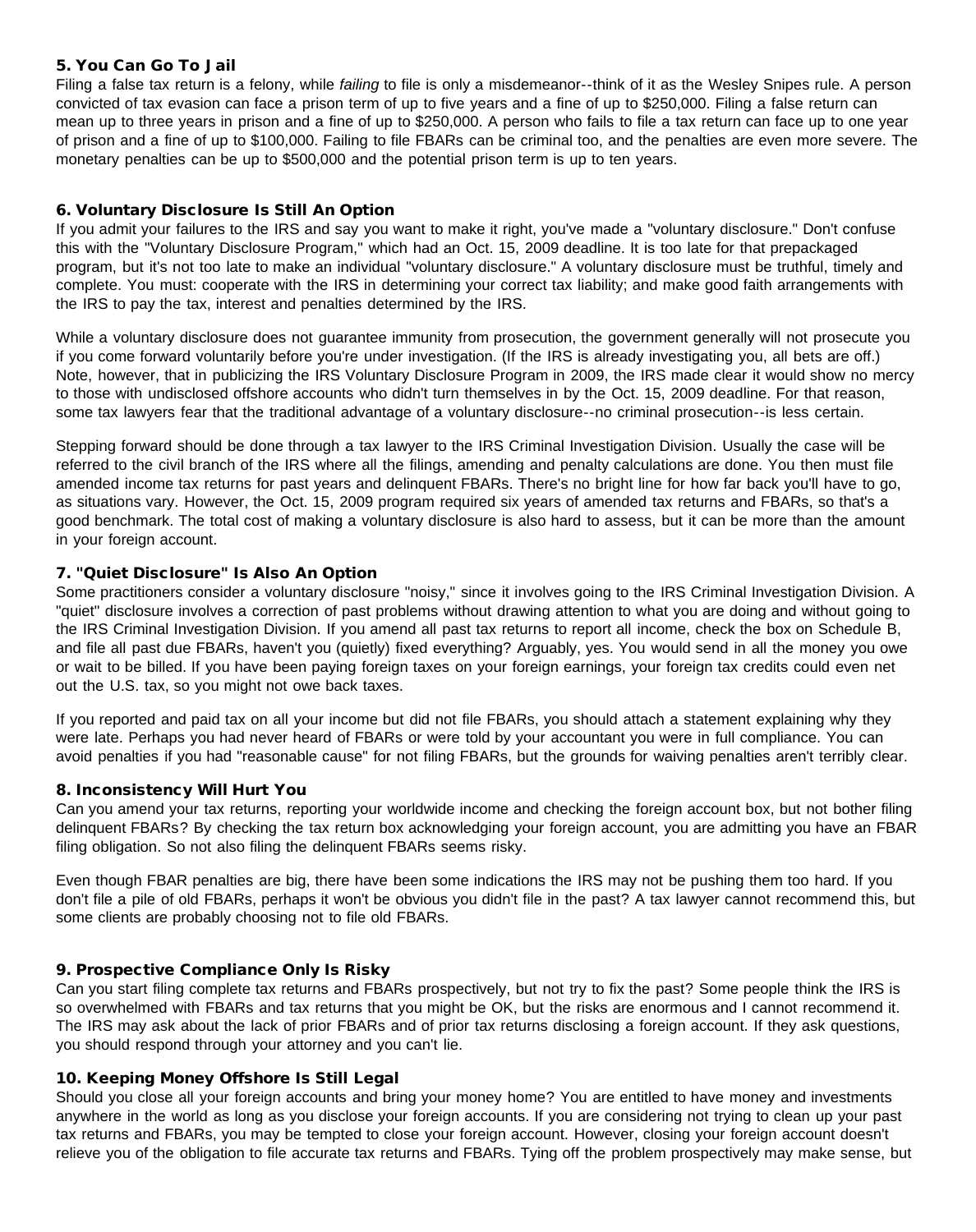### 5. You Can Go To Jail

Filing a false tax return is a felony, while *failing* to file is only a misdemeanor--think of it as the Wesley Snipes rule. A person convicted of tax evasion can face a prison term of up to five years and a fine of up to $250,000. Filing a false return can mean up to three years in prison and a fine of up to $250,000. A person who fails to file a tax return can face up to one year of prison and a fine of up to $100,000. Failing to file FBARs can be criminal too, and the penalties are even more severe. The monetary penalties can be up to $500,000 and the potential prison term is up to ten years.

### 6. Voluntary Disclosure Is Still An Option

If you admit your failures to the IRS and say you want to make it right, you've made a "voluntary disclosure." Don't confuse this with the "Voluntary Disclosure Program," which had an Oct. 15, 2009 deadline. It is too late for that prepackaged program, but it's not too late to make an individual "voluntary disclosure." A voluntary disclosure must be truthful, timely and complete. You must: cooperate with the IRS in determining your correct tax liability; and make good faith arrangements with the IRS to pay the tax, interest and penalties determined by the IRS.

While a voluntary disclosure does not guarantee immunity from prosecution, the government generally will not prosecute you if you come forward voluntarily before you're under investigation. (If the IRS is already investigating you, all bets are off.) Note, however, that in publicizing the IRS Voluntary Disclosure Program in 2009, the IRS made clear it would show no mercy to those with undisclosed offshore accounts who didn't turn themselves in by the Oct. 15, 2009 deadline. For that reason, some tax lawyers fear that the traditional advantage of a voluntary disclosure--no criminal prosecution--is less certain.

Stepping forward should be done through a tax lawyer to the IRS Criminal Investigation Division. Usually the case will be referred to the civil branch of the IRS where all the filings, amending and penalty calculations are done. You then must file amended income tax returns for past years and delinquent FBARs. There's no bright line for how far back you'll have to go, as situations vary. However, the Oct. 15, 2009 program required six years of amended tax returns and FBARs, so that's a good benchmark. The total cost of making a voluntary disclosure is also hard to assess, but it can be more than the amount in your foreign account.

### 7. "Quiet Disclosure" Is Also An Option

Some practitioners consider a voluntary disclosure "noisy," since it involves going to the IRS Criminal Investigation Division. A "quiet" disclosure involves a correction of past problems without drawing attention to what you are doing and without going to the IRS Criminal Investigation Division. If you amend all past tax returns to report all income, check the box on Schedule B, and file all past due FBARs, haven't you (quietly) fixed everything? Arguably, yes. You would send in all the money you owe or wait to be billed. If you have been paying foreign taxes on your foreign earnings, your foreign tax credits could even net out the U.S. tax, so you might not owe back taxes.

If you reported and paid tax on all your income but did not file FBARs, you should attach a statement explaining why they were late. Perhaps you had never heard of FBARs or were told by your accountant you were in full compliance. You can avoid penalties if you had "reasonable cause" for not filing FBARs, but the grounds for waiving penalties aren't terribly clear.

### 8. Inconsistency Will Hurt You

Can you amend your tax returns, reporting your worldwide income and checking the foreign account box, but not bother filing delinquent FBARs? By checking the tax return box acknowledging your foreign account, you are admitting you have an FBAR filing obligation. So not also filing the delinquent FBARs seems risky.

Even though FBAR penalties are big, there have been some indications the IRS may not be pushing them too hard. If you don't file a pile of old FBARs, perhaps it won't be obvious you didn't file in the past? A tax lawyer cannot recommend this, but some clients are probably choosing not to file old FBARs.

### 9. Prospective Compliance Only Is Risky

Can you start filing complete tax returns and FBARs prospectively, but not try to fix the past? Some people think the IRS is so overwhelmed with FBARs and tax returns that you might be OK, but the risks are enormous and I cannot recommend it. The IRS may ask about the lack of prior FBARs and of prior tax returns disclosing a foreign account. If they ask questions, you should respond through your attorney and you can't lie.

### 10. Keeping Money Offshore Is Still Legal

Should you close all your foreign accounts and bring your money home? You are entitled to have money and investments anywhere in the world as long as you disclose your foreign accounts. If you are considering not trying to clean up your past tax returns and FBARs, you may be tempted to close your foreign account. However, closing your foreign account doesn't relieve you of the obligation to file accurate tax returns and FBARs. Tying off the problem prospectively may make sense, but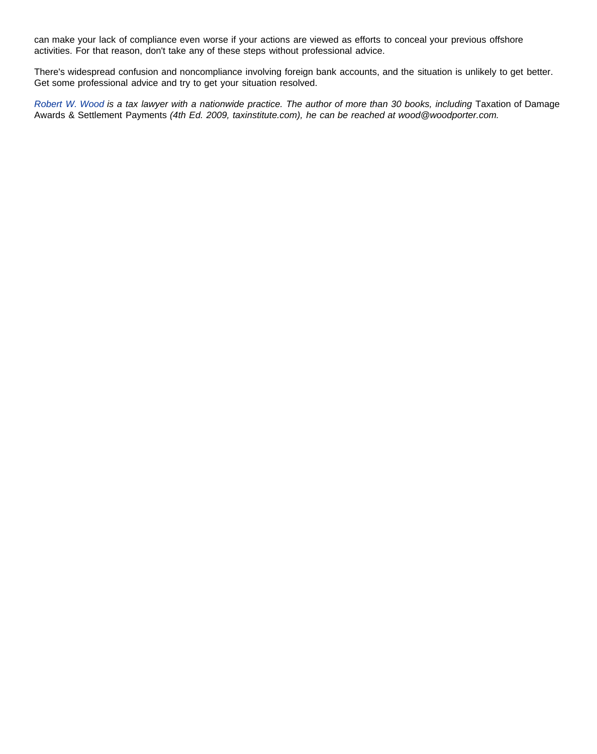can make your lack of compliance even worse if your actions are viewed as efforts to conceal your previous offshore activities. For that reason, don't take any of these steps without professional advice.

There's widespread confusion and noncompliance involving foreign bank accounts, and the situation is unlikely to get better. Get some professional advice and try to get your situation resolved.

*Robert W. Wood is a tax lawyer with a nationwide practice. The author of more than 30 books, including* Taxation of Damage Awards & Settlement Payments *(4th Ed. 2009, taxinstitute.com), he can be reached at wood@woodporter.com.*